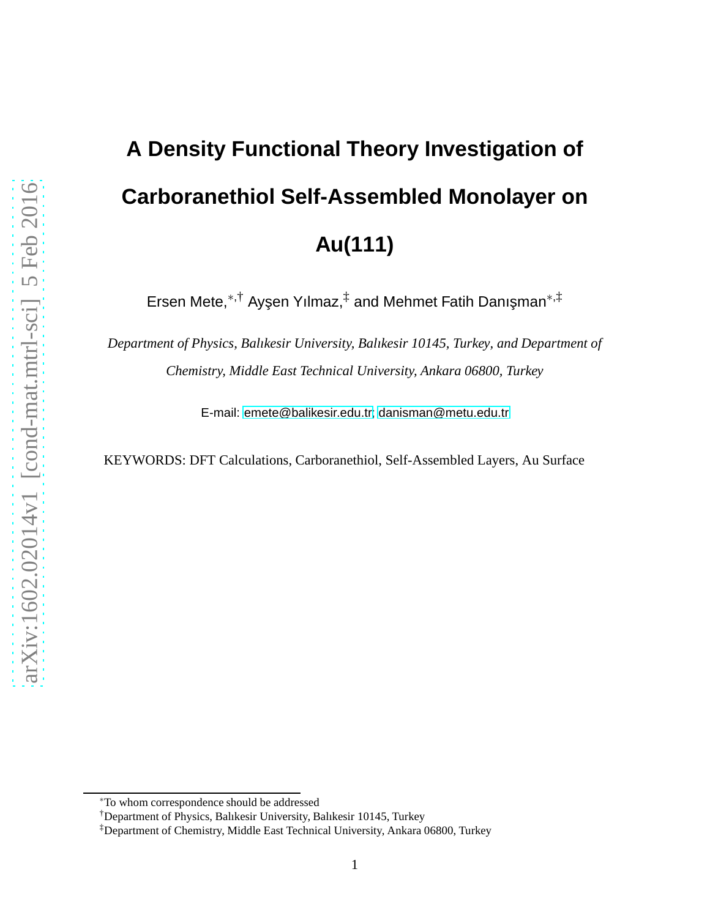# A Density Functional Theory Investigation of Carboranethiol Self-Assembled Monolayer on Au(111)

Ersen Mete,[*,†] Ayşen Yılmaz,[‡] and Mehmet Fatih Danışman[*,‡]

*Department of Physics, Balıkesir University, Balıkesir 10145, Turkey, and Department of Chemistry, Middle East Technical University, Ankara 06800, Turkey*

E-mail: emete@balikesir.edu.tr; danisman@metu.edu.tr

KEYWORDS: DFT Calculations, Carboranethiol, Self-Assembled Layers, Au Surface

---

[*]To whom correspondence should be addressed

[†]Department of Physics, Balıkesir University, Balıkesir 10145, Turkey

[‡]Department of Chemistry, Middle East Technical University, Ankara 06800, Turkey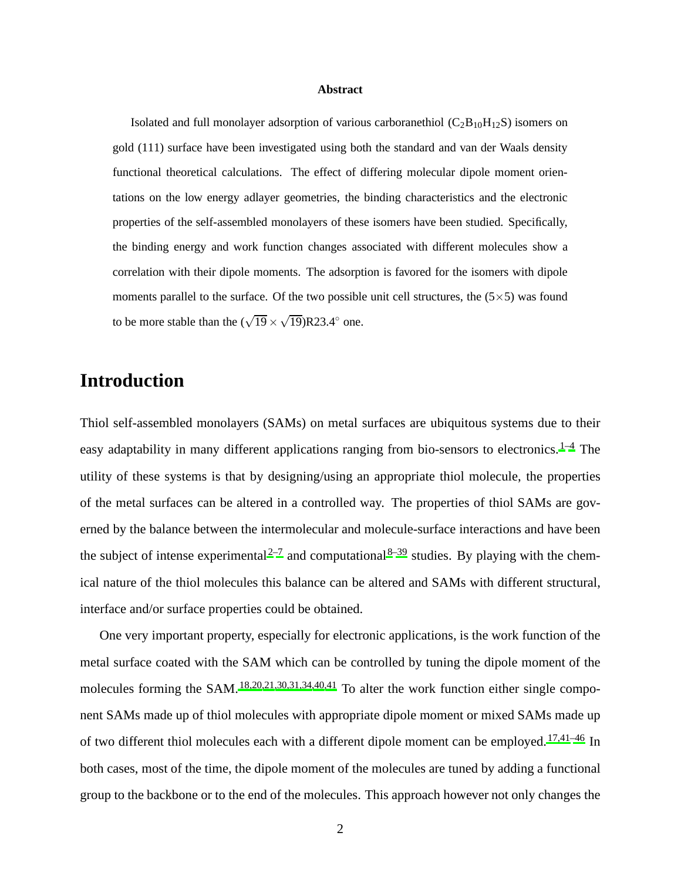**Abstract**

Isolated and full monolayer adsorption of various carboranethiol ($C_2B_{10}H_{12}S$) isomers on gold (111) surface have been investigated using both the standard and van der Waals density functional theoretical calculations. The effect of differing molecular dipole moment orientations on the low energy adlayer geometries, the binding characteristics and the electronic properties of the self-assembled monolayers of these isomers have been studied. Specifically, the binding energy and work function changes associated with different molecules show a correlation with their dipole moments. The adsorption is favored for the isomers with dipole moments parallel to the surface. Of the two possible unit cell structures, the (5×5) was found to be more stable than the ($\sqrt{19} \times \sqrt{19}$)R23.4° one.

# Introduction

Thiol self-assembled monolayers (SAMs) on metal surfaces are ubiquitous systems due to their easy adaptability in many different applications ranging from bio-sensors to electronics.[1–4] The utility of these systems is that by designing/using an appropriate thiol molecule, the properties of the metal surfaces can be altered in a controlled way. The properties of thiol SAMs are governed by the balance between the intermolecular and molecule-surface interactions and have been the subject of intense experimental[2–7] and computational[8–39] studies. By playing with the chemical nature of the thiol molecules this balance can be altered and SAMs with different structural, interface and/or surface properties could be obtained.

One very important property, especially for electronic applications, is the work function of the metal surface coated with the SAM which can be controlled by tuning the dipole moment of the molecules forming the SAM.[18,20,21,30,31,34,40,41] To alter the work function either single component SAMs made up of thiol molecules with appropriate dipole moment or mixed SAMs made up of two different thiol molecules each with a different dipole moment can be employed.[17,41–46] In both cases, most of the time, the dipole moment of the molecules are tuned by adding a functional group to the backbone or to the end of the molecules. This approach however not only changes the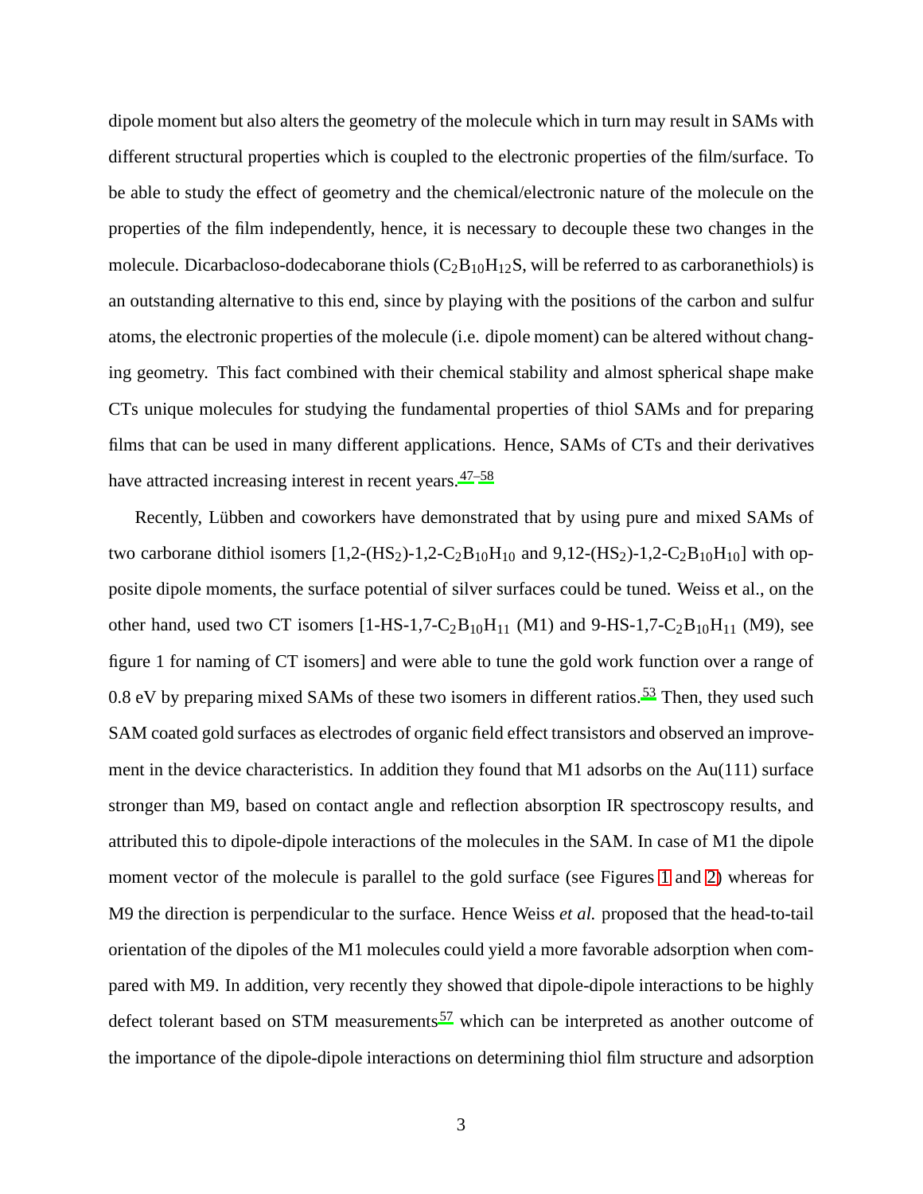dipole moment but also alters the geometry of the molecule which in turn may result in SAMs with different structural properties which is coupled to the electronic properties of the film/surface. To be able to study the effect of geometry and the chemical/electronic nature of the molecule on the properties of the film independently, hence, it is necessary to decouple these two changes in the molecule. Dicarbacloso-dodecaborane thiols ($C_2B_{10}H_{12}S$, will be referred to as carboranethiols) is an outstanding alternative to this end, since by playing with the positions of the carbon and sulfur atoms, the electronic properties of the molecule (i.e. dipole moment) can be altered without changing geometry. This fact combined with their chemical stability and almost spherical shape make CTs unique molecules for studying the fundamental properties of thiol SAMs and for preparing films that can be used in many different applications. Hence, SAMs of CTs and their derivatives have attracted increasing interest in recent years.[47–58]

Recently, Lübben and coworkers have demonstrated that by using pure and mixed SAMs of two carborane dithiol isomers [1,2-$(HS_2)$-1,2-$C_2B_{10}H_{10}$ and 9,12-$(HS_2)$-1,2-$C_2B_{10}H_{10}$] with opposite dipole moments, the surface potential of silver surfaces could be tuned. Weiss et al., on the other hand, used two CT isomers [1-HS-1,7-$C_2B_{10}H_{11}$ (M1) and 9-HS-1,7-$C_2B_{10}H_{11}$ (M9), see figure 1 for naming of CT isomers] and were able to tune the gold work function over a range of 0.8 eV by preparing mixed SAMs of these two isomers in different ratios.[53] Then, they used such SAM coated gold surfaces as electrodes of organic field effect transistors and observed an improvement in the device characteristics. In addition they found that M1 adsorbs on the Au(111) surface stronger than M9, based on contact angle and reflection absorption IR spectroscopy results, and attributed this to dipole-dipole interactions of the molecules in the SAM. In case of M1 the dipole moment vector of the molecule is parallel to the gold surface (see Figures 1 and 2) whereas for M9 the direction is perpendicular to the surface. Hence Weiss *et al.* proposed that the head-to-tail orientation of the dipoles of the M1 molecules could yield a more favorable adsorption when compared with M9. In addition, very recently they showed that dipole-dipole interactions to be highly defect tolerant based on STM measurements[57] which can be interpreted as another outcome of the importance of the dipole-dipole interactions on determining thiol film structure and adsorption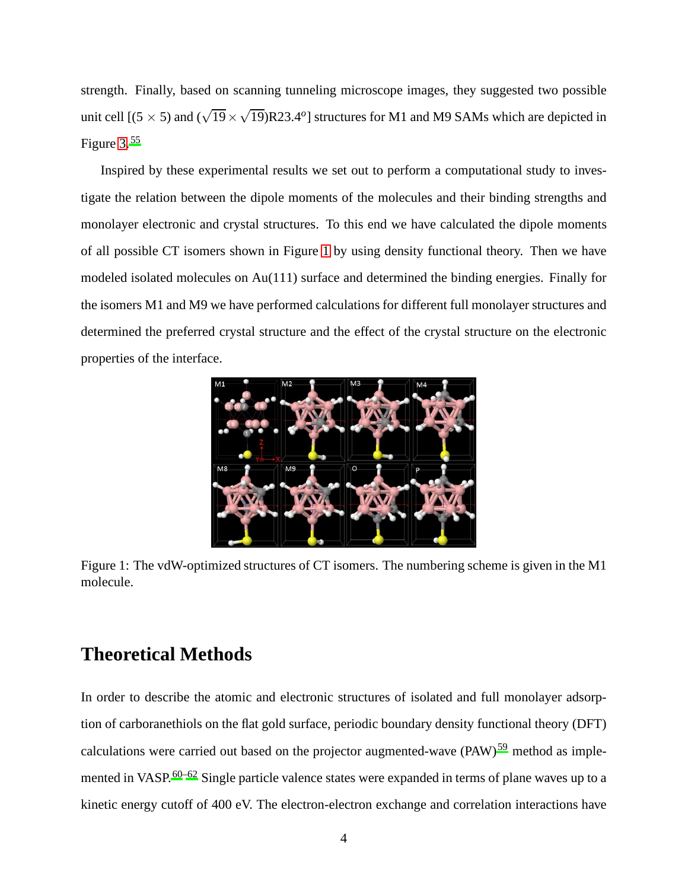strength. Finally, based on scanning tunneling microscope images, they suggested two possible unit cell [$(5 \times 5)$ and $(\sqrt{19} \times \sqrt{19})$R23.4$^o$] structures for M1 and M9 SAMs which are depicted in Figure 3.[55]

Inspired by these experimental results we set out to perform a computational study to investigate the relation between the dipole moments of the molecules and their binding strengths and monolayer electronic and crystal structures. To this end we have calculated the dipole moments of all possible CT isomers shown in Figure 1 by using density functional theory. Then we have modeled isolated molecules on Au(111) surface and determined the binding energies. Finally for the isomers M1 and M9 we have performed calculations for different full monolayer structures and determined the preferred crystal structure and the effect of the crystal structure on the electronic properties of the interface.

Figure 1: The vdW-optimized structures of CT isomers. The numbering scheme is given in the M1 molecule.

## Theoretical Methods

In order to describe the atomic and electronic structures of isolated and full monolayer adsorption of carboranethiols on the flat gold surface, periodic boundary density functional theory (DFT) calculations were carried out based on the projector augmented-wave (PAW)[59] method as implemented in VASP.[60–62] Single particle valence states were expanded in terms of plane waves up to a kinetic energy cutoff of 400 eV. The electron-electron exchange and correlation interactions have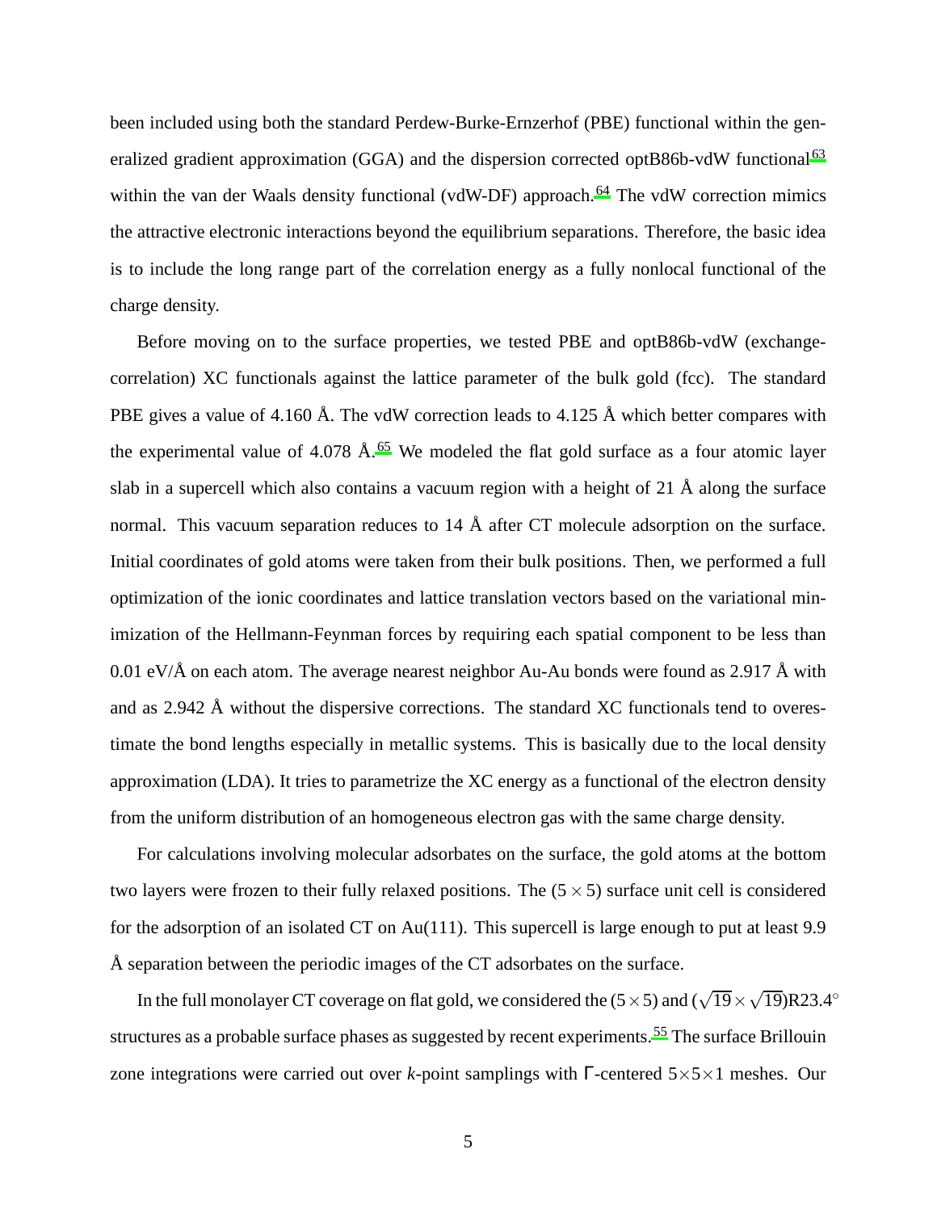been included using both the standard Perdew-Burke-Ernzerhof (PBE) functional within the generalized gradient approximation (GGA) and the dispersion corrected optB86b-vdW functional[63] within the van der Waals density functional (vdW-DF) approach.[64] The vdW correction mimics the attractive electronic interactions beyond the equilibrium separations. Therefore, the basic idea is to include the long range part of the correlation energy as a fully nonlocal functional of the charge density.

Before moving on to the surface properties, we tested PBE and optB86b-vdW (exchange-correlation) XC functionals against the lattice parameter of the bulk gold (fcc). The standard PBE gives a value of 4.160 Å. The vdW correction leads to 4.125 Å which better compares with the experimental value of 4.078 Å.[65] We modeled the flat gold surface as a four atomic layer slab in a supercell which also contains a vacuum region with a height of 21 Å along the surface normal. This vacuum separation reduces to 14 Å after CT molecule adsorption on the surface. Initial coordinates of gold atoms were taken from their bulk positions. Then, we performed a full optimization of the ionic coordinates and lattice translation vectors based on the variational minimization of the Hellmann-Feynman forces by requiring each spatial component to be less than 0.01 eV/Å on each atom. The average nearest neighbor Au-Au bonds were found as 2.917 Å with and as 2.942 Å without the dispersive corrections. The standard XC functionals tend to overestimate the bond lengths especially in metallic systems. This is basically due to the local density approximation (LDA). It tries to parametrize the XC energy as a functional of the electron density from the uniform distribution of an homogeneous electron gas with the same charge density.

For calculations involving molecular adsorbates on the surface, the gold atoms at the bottom two layers were frozen to their fully relaxed positions. The $(5\times5)$ surface unit cell is considered for the adsorption of an isolated CT on Au(111). This supercell is large enough to put at least 9.9 Å separation between the periodic images of the CT adsorbates on the surface.

In the full monolayer CT coverage on flat gold, we considered the $(5\times5)$ and $(\sqrt{19}\times\sqrt{19})$R23.4$^\circ$ structures as a probable surface phases as suggested by recent experiments.[55] The surface Brillouin zone integrations were carried out over *k*-point samplings with $\Gamma$-centered $5\times5\times1$ meshes. Our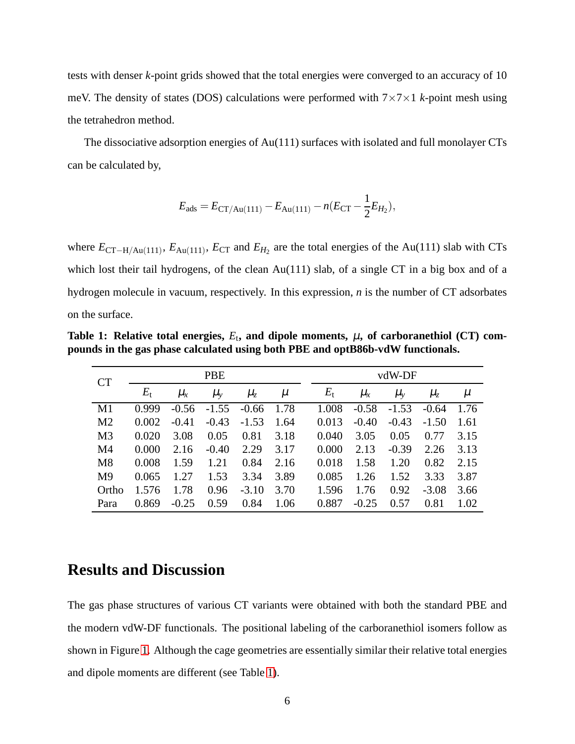tests with denser $k$-point grids showed that the total energies were converged to an accuracy of 10 meV. The density of states (DOS) calculations were performed with $7\times7\times1$ $k$-point mesh using the tetrahedron method.

The dissociative adsorption energies of Au(111) surfaces with isolated and full monolayer CTs can be calculated by,

$$E_{\mathrm{ads}} = E_{\mathrm{CT/Au(111)}} - E_{\mathrm{Au(111)}} - n(E_{\mathrm{CT}} - \frac{1}{2}E_{H_2}),$$

where $E_{\mathrm{CT-H/Au(111)}}$, $E_{\mathrm{Au(111)}}$, $E_{\mathrm{CT}}$ and $E_{H_2}$ are the total energies of the Au(111) slab with CTs which lost their tail hydrogens, of the clean Au(111) slab, of a single CT in a big box and of a hydrogen molecule in vacuum, respectively. In this expression, $n$ is the number of CT adsorbates on the surface.

**Table 1: Relative total energies, $E_t$, and dipole moments, $\mu$, of carboranethiol (CT) compounds in the gas phase calculated using both PBE and optB86b-vdW functionals.**

| CT | PBE | | | | | vdW-DF | | | | |
|---|---|---|---|---|---|---|---|---|---|---|
| | $E_t$ | $\mu_x$ | $\mu_y$ | $\mu_z$ | $\mu$ | $E_t$ | $\mu_x$ | $\mu_y$ | $\mu_z$ | $\mu$ |
| M1 | 0.999 | -0.56 | -1.55 | -0.66 | 1.78 | 1.008 | -0.58 | -1.53 | -0.64 | 1.76 |
| M2 | 0.002 | -0.41 | -0.43 | -1.53 | 1.64 | 0.013 | -0.40 | -0.43 | -1.50 | 1.61 |
| M3 | 0.020 | 3.08 | 0.05 | 0.81 | 3.18 | 0.040 | 3.05 | 0.05 | 0.77 | 3.15 |
| M4 | 0.000 | 2.16 | -0.40 | 2.29 | 3.17 | 0.000 | 2.13 | -0.39 | 2.26 | 3.13 |
| M8 | 0.008 | 1.59 | 1.21 | 0.84 | 2.16 | 0.018 | 1.58 | 1.20 | 0.82 | 2.15 |
| M9 | 0.065 | 1.27 | 1.53 | 3.34 | 3.89 | 0.085 | 1.26 | 1.52 | 3.33 | 3.87 |
| Ortho | 1.576 | 1.78 | 0.96 | -3.10 | 3.70 | 1.596 | 1.76 | 0.92 | -3.08 | 3.66 |
| Para | 0.869 | -0.25 | 0.59 | 0.84 | 1.06 | 0.887 | -0.25 | 0.57 | 0.81 | 1.02 |

# Results and Discussion

The gas phase structures of various CT variants were obtained with both the standard PBE and the modern vdW-DF functionals. The positional labeling of the carboranethiol isomers follow as shown in Figure 1. Although the cage geometries are essentially similar their relative total energies and dipole moments are different (see Table 1).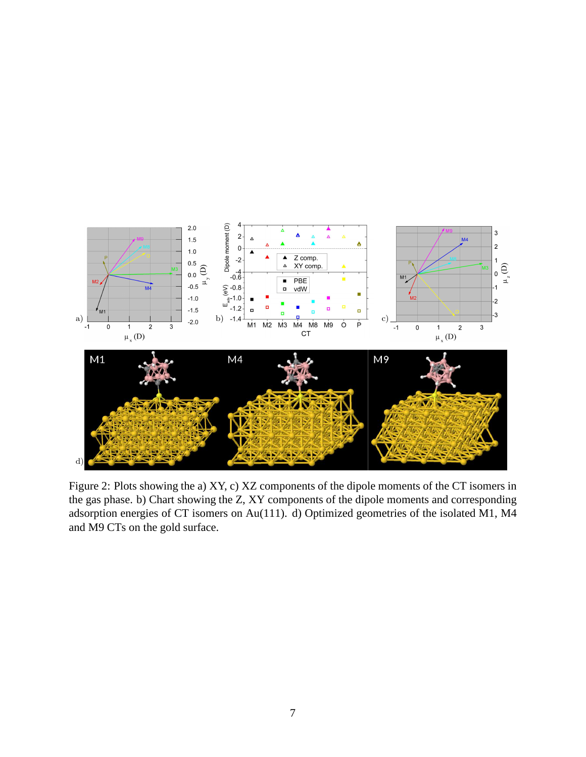Figure 2: Plots showing the a) XY, c) XZ components of the dipole moments of the CT isomers in the gas phase. b) Chart showing the Z, XY components of the dipole moments and corresponding adsorption energies of CT isomers on Au(111). d) Optimized geometries of the isolated M1, M4 and M9 CTs on the gold surface.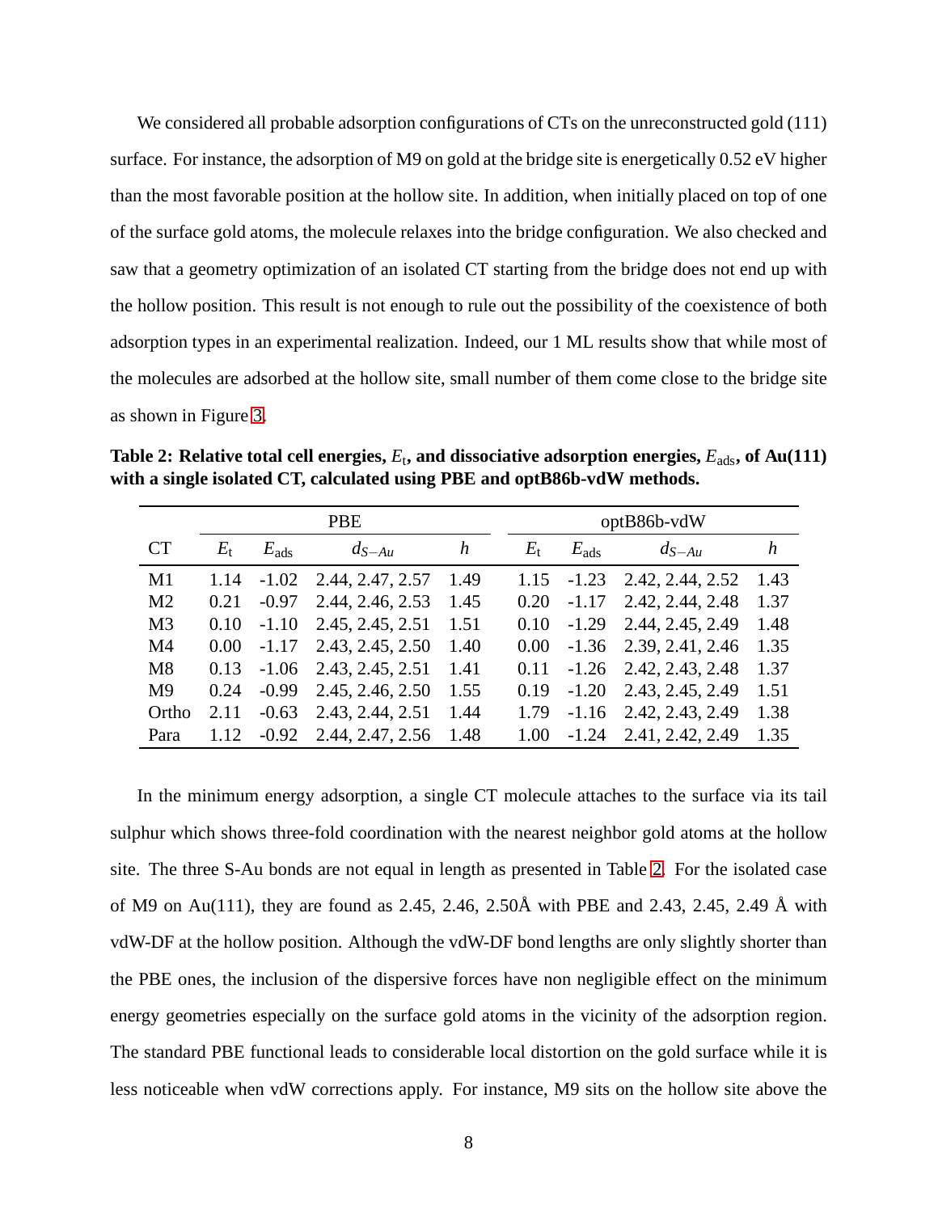We considered all probable adsorption configurations of CTs on the unreconstructed gold (111) surface. For instance, the adsorption of M9 on gold at the bridge site is energetically 0.52 eV higher than the most favorable position at the hollow site. In addition, when initially placed on top of one of the surface gold atoms, the molecule relaxes into the bridge configuration. We also checked and saw that a geometry optimization of an isolated CT starting from the bridge does not end up with the hollow position. This result is not enough to rule out the possibility of the coexistence of both adsorption types in an experimental realization. Indeed, our 1 ML results show that while most of the molecules are adsorbed at the hollow site, small number of them come close to the bridge site as shown in Figure 3.

**Table 2: Relative total cell energies, $E_{\rm t}$, and dissociative adsorption energies, $E_{\rm ads}$, of Au(111) with a single isolated CT, calculated using PBE and optB86b-vdW methods.**

| | PBE | | | | optB86b-vdW | | | |
|---|---|---|---|---|---|---|---|---|
| CT | $E_{\rm t}$ | $E_{\rm ads}$ | $d_{S-Au}$ | $h$ | $E_{\rm t}$ | $E_{\rm ads}$ | $d_{S-Au}$ | $h$ |
| M1 | 1.14 | -1.02 | 2.44, 2.47, 2.57 | 1.49 | 1.15 | -1.23 | 2.42, 2.44, 2.52 | 1.43 |
| M2 | 0.21 | -0.97 | 2.44, 2.46, 2.53 | 1.45 | 0.20 | -1.17 | 2.42, 2.44, 2.48 | 1.37 |
| M3 | 0.10 | -1.10 | 2.45, 2.45, 2.51 | 1.51 | 0.10 | -1.29 | 2.44, 2.45, 2.49 | 1.48 |
| M4 | 0.00 | -1.17 | 2.43, 2.45, 2.50 | 1.40 | 0.00 | -1.36 | 2.39, 2.41, 2.46 | 1.35 |
| M8 | 0.13 | -1.06 | 2.43, 2.45, 2.51 | 1.41 | 0.11 | -1.26 | 2.42, 2.43, 2.48 | 1.37 |
| M9 | 0.24 | -0.99 | 2.45, 2.46, 2.50 | 1.55 | 0.19 | -1.20 | 2.43, 2.45, 2.49 | 1.51 |
| Ortho | 2.11 | -0.63 | 2.43, 2.44, 2.51 | 1.44 | 1.79 | -1.16 | 2.42, 2.43, 2.49 | 1.38 |
| Para | 1.12 | -0.92 | 2.44, 2.47, 2.56 | 1.48 | 1.00 | -1.24 | 2.41, 2.42, 2.49 | 1.35 |

In the minimum energy adsorption, a single CT molecule attaches to the surface via its tail sulphur which shows three-fold coordination with the nearest neighbor gold atoms at the hollow site. The three S-Au bonds are not equal in length as presented in Table 2. For the isolated case of M9 on Au(111), they are found as 2.45, 2.46, 2.50Å with PBE and 2.43, 2.45, 2.49 Å with vdW-DF at the hollow position. Although the vdW-DF bond lengths are only slightly shorter than the PBE ones, the inclusion of the dispersive forces have non negligible effect on the minimum energy geometries especially on the surface gold atoms in the vicinity of the adsorption region. The standard PBE functional leads to considerable local distortion on the gold surface while it is less noticeable when vdW corrections apply. For instance, M9 sits on the hollow site above the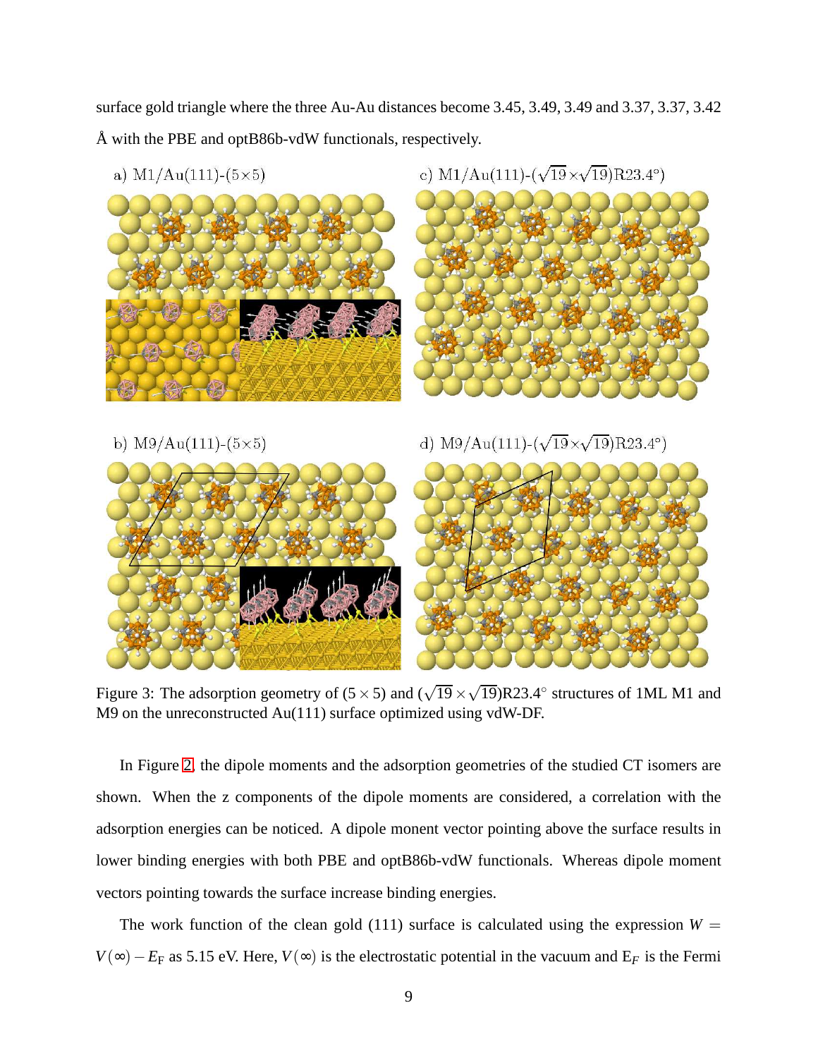surface gold triangle where the three Au-Au distances become 3.45, 3.49, 3.49 and 3.37, 3.37, 3.42 Å with the PBE and optB86b-vdW functionals, respectively.

Figure 3: The adsorption geometry of $(5 \times 5)$ and $(\sqrt{19} \times \sqrt{19})$R23.4° structures of 1ML M1 and M9 on the unreconstructed Au(111) surface optimized using vdW-DF.

In Figure 2, the dipole moments and the adsorption geometries of the studied CT isomers are shown. When the z components of the dipole moments are considered, a correlation with the adsorption energies can be noticed. A dipole monent vector pointing above the surface results in lower binding energies with both PBE and optB86b-vdW functionals. Whereas dipole moment vectors pointing towards the surface increase binding energies.

The work function of the clean gold (111) surface is calculated using the expression $W = V(\infty) - E_{\mathrm{F}}$ as 5.15 eV. Here, $V(\infty)$ is the electrostatic potential in the vacuum and $E_F$ is the Fermi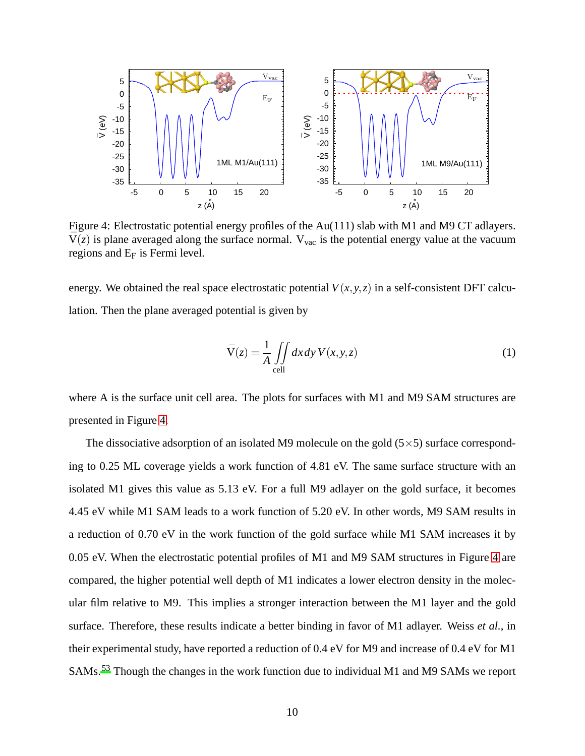Figure 4: Electrostatic potential energy profiles of the Au(111) slab with M1 and M9 CT adlayers. $\bar{V}(z)$ is plane averaged along the surface normal. $V_{vac}$ is the potential energy value at the vacuum regions and $E_F$ is Fermi level.

energy. We obtained the real space electrostatic potential $V(x,y,z)$ in a self-consistent DFT calculation. Then the plane averaged potential is given by

$$\bar{V}(z) = \frac{1}{A} \iint_{\text{cell}} dx\,dy\,V(x,y,z) \tag{1}$$

where A is the surface unit cell area. The plots for surfaces with M1 and M9 SAM structures are presented in Figure 4.

The dissociative adsorption of an isolated M9 molecule on the gold (5×5) surface corresponding to 0.25 ML coverage yields a work function of 4.81 eV. The same surface structure with an isolated M1 gives this value as 5.13 eV. For a full M9 adlayer on the gold surface, it becomes 4.45 eV while M1 SAM leads to a work function of 5.20 eV. In other words, M9 SAM results in a reduction of 0.70 eV in the work function of the gold surface while M1 SAM increases it by 0.05 eV. When the electrostatic potential profiles of M1 and M9 SAM structures in Figure 4 are compared, the higher potential well depth of M1 indicates a lower electron density in the molecular film relative to M9. This implies a stronger interaction between the M1 layer and the gold surface. Therefore, these results indicate a better binding in favor of M1 adlayer. Weiss *et al.*, in their experimental study, have reported a reduction of 0.4 eV for M9 and increase of 0.4 eV for M1 SAMs.[53] Though the changes in the work function due to individual M1 and M9 SAMs we report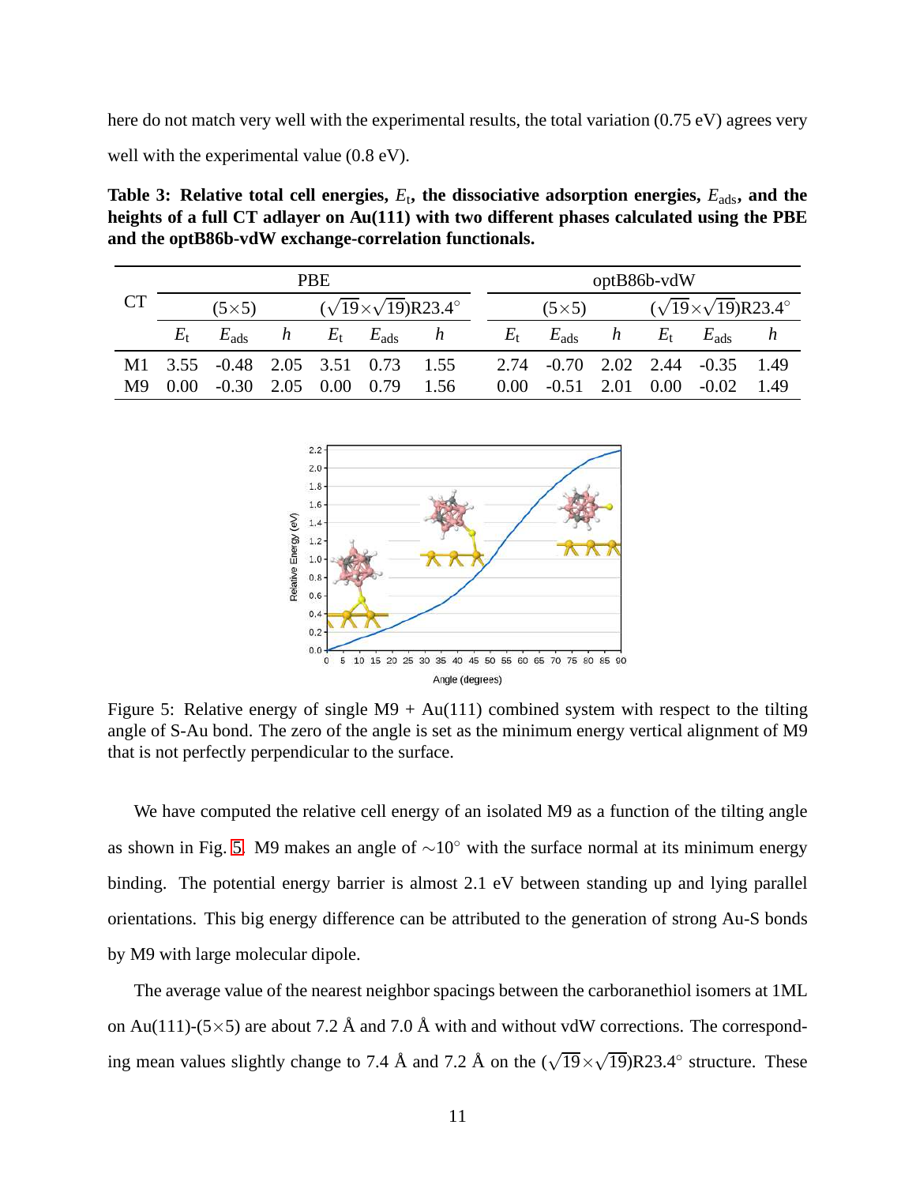here do not match very well with the experimental results, the total variation (0.75 eV) agrees very well with the experimental value (0.8 eV).

**Table 3: Relative total cell energies, $E_t$, the dissociative adsorption energies, $E_{ads}$, and the heights of a full CT adlayer on Au(111) with two different phases calculated using the PBE and the optB86b-vdW exchange-correlation functionals.**

| CT | PBE | | | | | | optB86b-vdW | | | | | |
|---|---|---|---|---|---|---|---|---|---|---|---|---|
| | (5×5) | | | $(\sqrt{19}\times\sqrt{19})$R23.4° | | | (5×5) | | | $(\sqrt{19}\times\sqrt{19})$R23.4° | | |
| | $E_t$ | $E_{ads}$ | $h$ | $E_t$ | $E_{ads}$ | $h$ | $E_t$ | $E_{ads}$ | $h$ | $E_t$ | $E_{ads}$ | $h$ |
| M1 | 3.55 | -0.48 | 2.05 | 3.51 | 0.73 | 1.55 | 2.74 | -0.70 | 2.02 | 2.44 | -0.35 | 1.49 |
| M9 | 0.00 | -0.30 | 2.05 | 0.00 | 0.79 | 1.56 | 0.00 | -0.51 | 2.01 | 0.00 | -0.02 | 1.49 |

Figure 5: Relative energy of single M9 + Au(111) combined system with respect to the tilting angle of S-Au bond. The zero of the angle is set as the minimum energy vertical alignment of M9 that is not perfectly perpendicular to the surface.

We have computed the relative cell energy of an isolated M9 as a function of the tilting angle as shown in Fig. 5. M9 makes an angle of $\sim 10^{\circ}$ with the surface normal at its minimum energy binding. The potential energy barrier is almost 2.1 eV between standing up and lying parallel orientations. This big energy difference can be attributed to the generation of strong Au-S bonds by M9 with large molecular dipole.

The average value of the nearest neighbor spacings between the carboranethiol isomers at 1ML on Au(111)-(5×5) are about 7.2 Å and 7.0 Å with and without vdW corrections. The corresponding mean values slightly change to 7.4 Å and 7.2 Å on the $(\sqrt{19}\times\sqrt{19})$R23.4° structure. These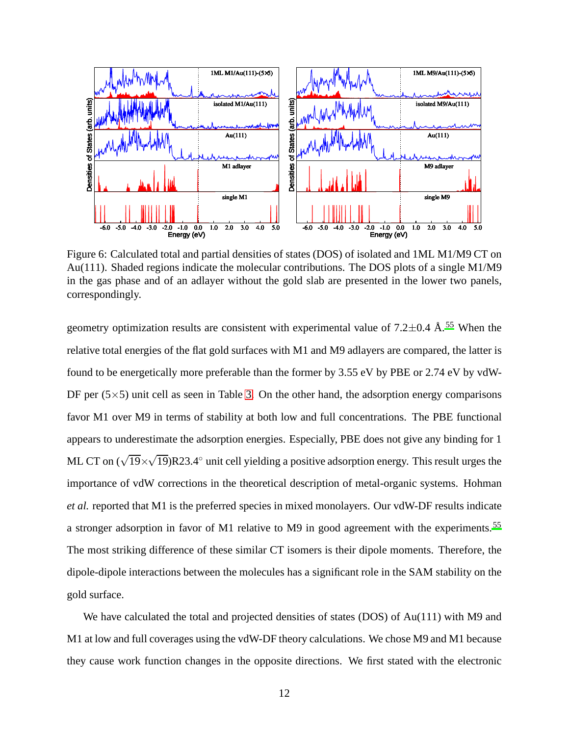Figure 6: Calculated total and partial densities of states (DOS) of isolated and 1ML M1/M9 CT on Au(111). Shaded regions indicate the molecular contributions. The DOS plots of a single M1/M9 in the gas phase and of an adlayer without the gold slab are presented in the lower two panels, correspondingly.

geometry optimization results are consistent with experimental value of 7.2±0.4 Å.[55] When the relative total energies of the flat gold surfaces with M1 and M9 adlayers are compared, the latter is found to be energetically more preferable than the former by 3.55 eV by PBE or 2.74 eV by vdW-DF per (5×5) unit cell as seen in Table 3. On the other hand, the adsorption energy comparisons favor M1 over M9 in terms of stability at both low and full concentrations. The PBE functional appears to underestimate the adsorption energies. Especially, PBE does not give any binding for 1 ML CT on ($\sqrt{19}\times\sqrt{19}$)R23.4° unit cell yielding a positive adsorption energy. This result urges the importance of vdW corrections in the theoretical description of metal-organic systems. Hohman *et al.* reported that M1 is the preferred species in mixed monolayers. Our vdW-DF results indicate a stronger adsorption in favor of M1 relative to M9 in good agreement with the experiments.[55] The most striking difference of these similar CT isomers is their dipole moments. Therefore, the dipole-dipole interactions between the molecules has a significant role in the SAM stability on the gold surface.

We have calculated the total and projected densities of states (DOS) of Au(111) with M9 and M1 at low and full coverages using the vdW-DF theory calculations. We chose M9 and M1 because they cause work function changes in the opposite directions. We first stated with the electronic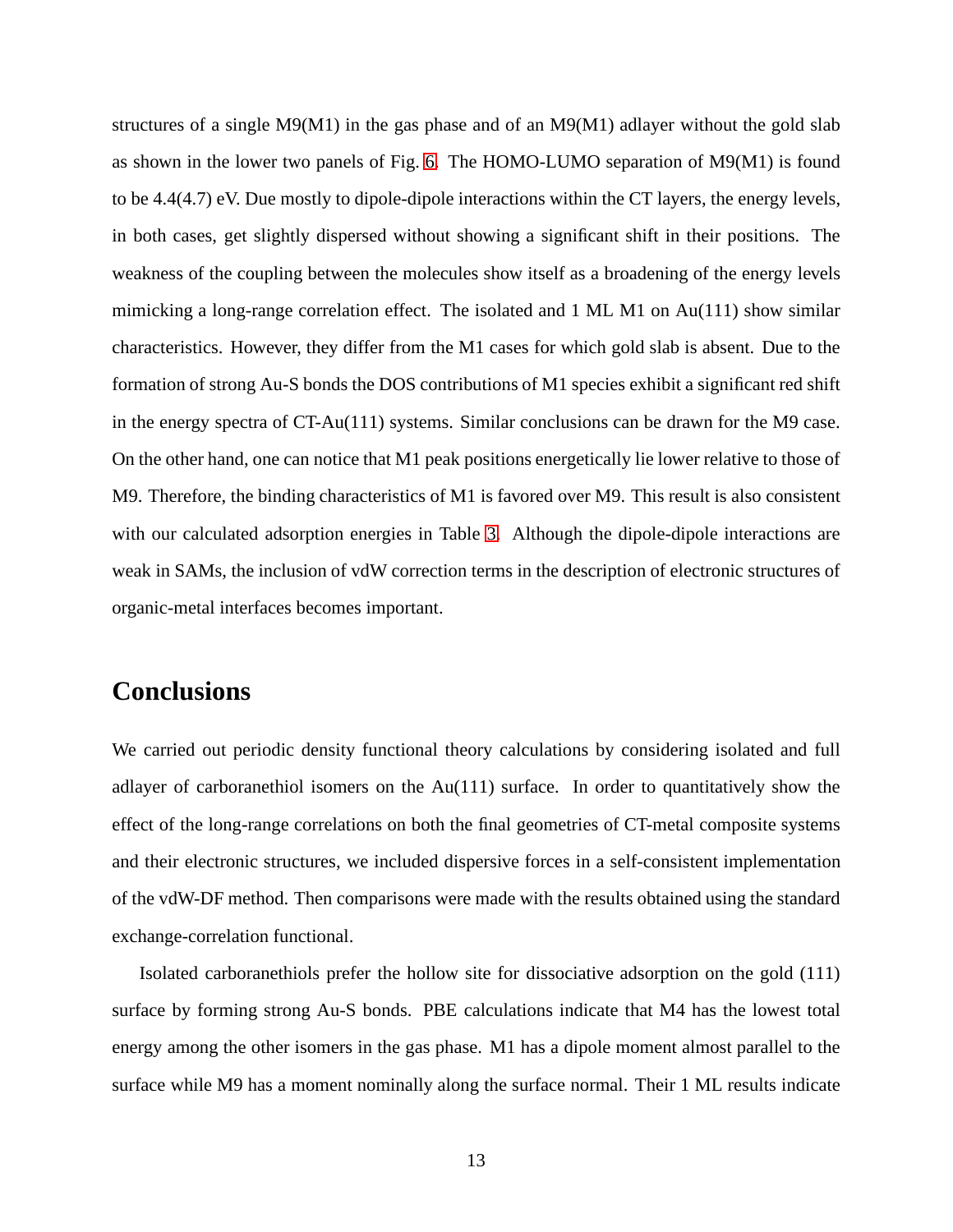structures of a single M9(M1) in the gas phase and of an M9(M1) adlayer without the gold slab as shown in the lower two panels of Fig. 6. The HOMO-LUMO separation of M9(M1) is found to be 4.4(4.7) eV. Due mostly to dipole-dipole interactions within the CT layers, the energy levels, in both cases, get slightly dispersed without showing a significant shift in their positions. The weakness of the coupling between the molecules show itself as a broadening of the energy levels mimicking a long-range correlation effect. The isolated and 1 ML M1 on Au(111) show similar characteristics. However, they differ from the M1 cases for which gold slab is absent. Due to the formation of strong Au-S bonds the DOS contributions of M1 species exhibit a significant red shift in the energy spectra of CT-Au(111) systems. Similar conclusions can be drawn for the M9 case. On the other hand, one can notice that M1 peak positions energetically lie lower relative to those of M9. Therefore, the binding characteristics of M1 is favored over M9. This result is also consistent with our calculated adsorption energies in Table 3. Although the dipole-dipole interactions are weak in SAMs, the inclusion of vdW correction terms in the description of electronic structures of organic-metal interfaces becomes important.

## Conclusions

We carried out periodic density functional theory calculations by considering isolated and full adlayer of carboranethiol isomers on the Au(111) surface. In order to quantitatively show the effect of the long-range correlations on both the final geometries of CT-metal composite systems and their electronic structures, we included dispersive forces in a self-consistent implementation of the vdW-DF method. Then comparisons were made with the results obtained using the standard exchange-correlation functional.

Isolated carboranethiols prefer the hollow site for dissociative adsorption on the gold (111) surface by forming strong Au-S bonds. PBE calculations indicate that M4 has the lowest total energy among the other isomers in the gas phase. M1 has a dipole moment almost parallel to the surface while M9 has a moment nominally along the surface normal. Their 1 ML results indicate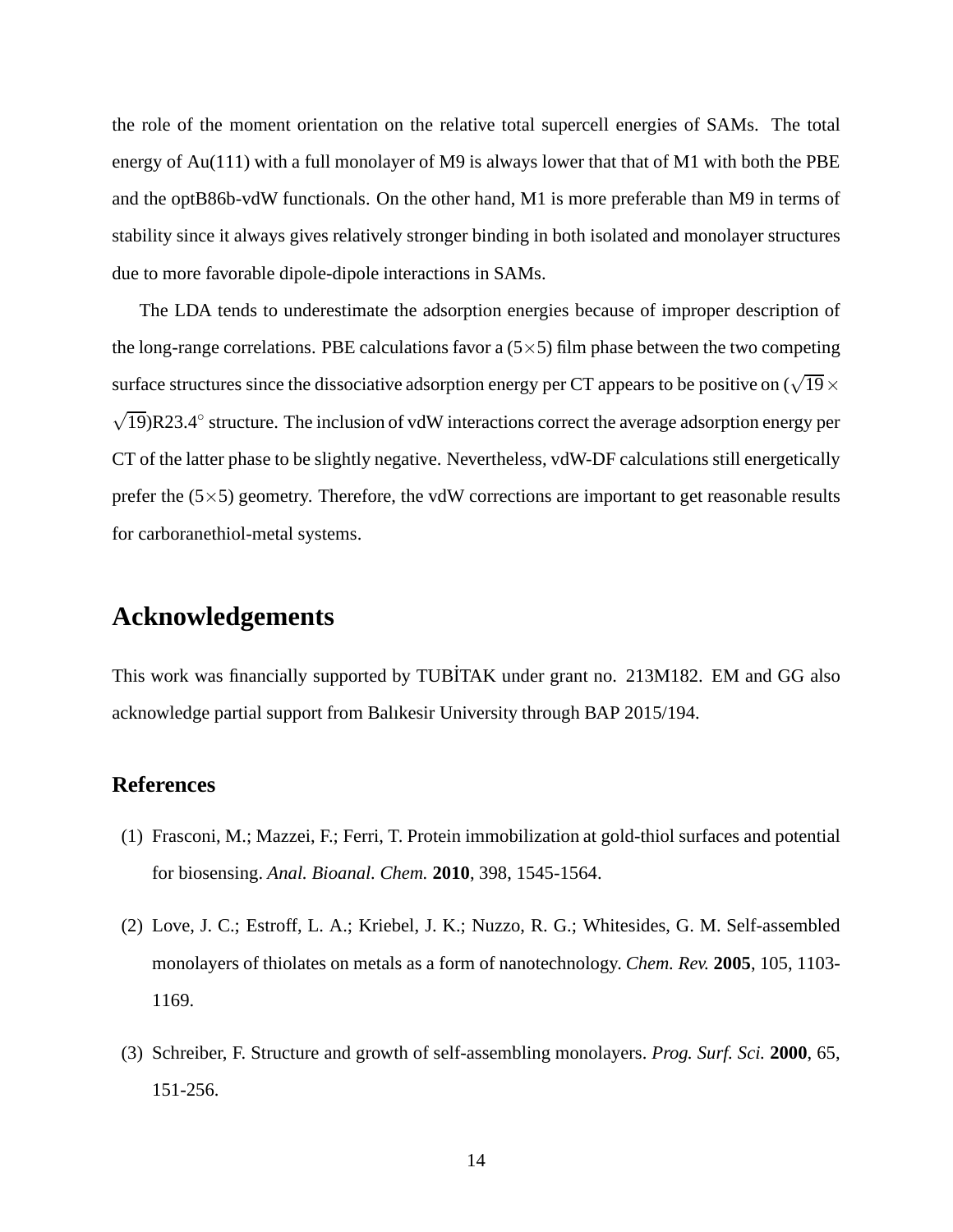the role of the moment orientation on the relative total supercell energies of SAMs. The total energy of Au(111) with a full monolayer of M9 is always lower that that of M1 with both the PBE and the optB86b-vdW functionals. On the other hand, M1 is more preferable than M9 in terms of stability since it always gives relatively stronger binding in both isolated and monolayer structures due to more favorable dipole-dipole interactions in SAMs.

The LDA tends to underestimate the adsorption energies because of improper description of the long-range correlations. PBE calculations favor a $(5\times5)$ film phase between the two competing surface structures since the dissociative adsorption energy per CT appears to be positive on $(\sqrt{19}\times\sqrt{19})$R23.4$^\circ$ structure. The inclusion of vdW interactions correct the average adsorption energy per CT of the latter phase to be slightly negative. Nevertheless, vdW-DF calculations still energetically prefer the $(5\times5)$ geometry. Therefore, the vdW corrections are important to get reasonable results for carboranethiol-metal systems.

## Acknowledgements

This work was financially supported by TUBİTAK under grant no. 213M182. EM and GG also acknowledge partial support from Balıkesir University through BAP 2015/194.

### References

(1) Frasconi, M.; Mazzei, F.; Ferri, T. Protein immobilization at gold-thiol surfaces and potential for biosensing. *Anal. Bioanal. Chem.* **2010**, 398, 1545-1564.

(2) Love, J. C.; Estroff, L. A.; Kriebel, J. K.; Nuzzo, R. G.; Whitesides, G. M. Self-assembled monolayers of thiolates on metals as a form of nanotechnology. *Chem. Rev.* **2005**, 105, 1103-1169.

(3) Schreiber, F. Structure and growth of self-assembling monolayers. *Prog. Surf. Sci.* **2000**, 65, 151-256.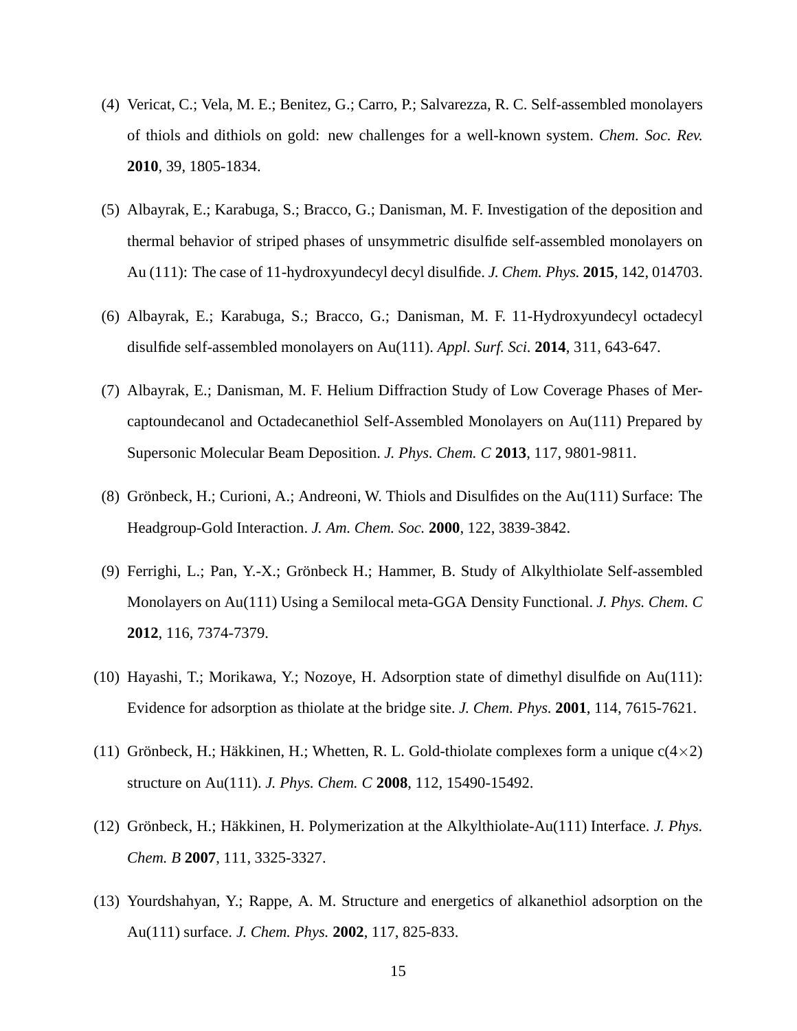(4) Vericat, C.; Vela, M. E.; Benitez, G.; Carro, P.; Salvarezza, R. C. Self-assembled monolayers of thiols and dithiols on gold: new challenges for a well-known system. *Chem. Soc. Rev.* **2010**, 39, 1805-1834.

(5) Albayrak, E.; Karabuga, S.; Bracco, G.; Danisman, M. F. Investigation of the deposition and thermal behavior of striped phases of unsymmetric disulfide self-assembled monolayers on Au (111): The case of 11-hydroxyundecyl decyl disulfide. *J. Chem. Phys.* **2015**, 142, 014703.

(6) Albayrak, E.; Karabuga, S.; Bracco, G.; Danisman, M. F. 11-Hydroxyundecyl octadecyl disulfide self-assembled monolayers on Au(111). *Appl. Surf. Sci.* **2014**, 311, 643-647.

(7) Albayrak, E.; Danisman, M. F. Helium Diffraction Study of Low Coverage Phases of Mercaptoundecanol and Octadecanethiol Self-Assembled Monolayers on Au(111) Prepared by Supersonic Molecular Beam Deposition. *J. Phys. Chem. C* **2013**, 117, 9801-9811.

(8) Grönbeck, H.; Curioni, A.; Andreoni, W. Thiols and Disulfides on the Au(111) Surface: The Headgroup-Gold Interaction. *J. Am. Chem. Soc.* **2000**, 122, 3839-3842.

(9) Ferrighi, L.; Pan, Y.-X.; Grönbeck H.; Hammer, B. Study of Alkylthiolate Self-assembled Monolayers on Au(111) Using a Semilocal meta-GGA Density Functional. *J. Phys. Chem. C* **2012**, 116, 7374-7379.

(10) Hayashi, T.; Morikawa, Y.; Nozoye, H. Adsorption state of dimethyl disulfide on Au(111): Evidence for adsorption as thiolate at the bridge site. *J. Chem. Phys.* **2001**, 114, 7615-7621.

(11) Grönbeck, H.; Häkkinen, H.; Whetten, R. L. Gold-thiolate complexes form a unique c($4\times2$) structure on Au(111). *J. Phys. Chem. C* **2008**, 112, 15490-15492.

(12) Grönbeck, H.; Häkkinen, H. Polymerization at the Alkylthiolate-Au(111) Interface. *J. Phys. Chem. B* **2007**, 111, 3325-3327.

(13) Yourdshahyan, Y.; Rappe, A. M. Structure and energetics of alkanethiol adsorption on the Au(111) surface. *J. Chem. Phys.* **2002**, 117, 825-833.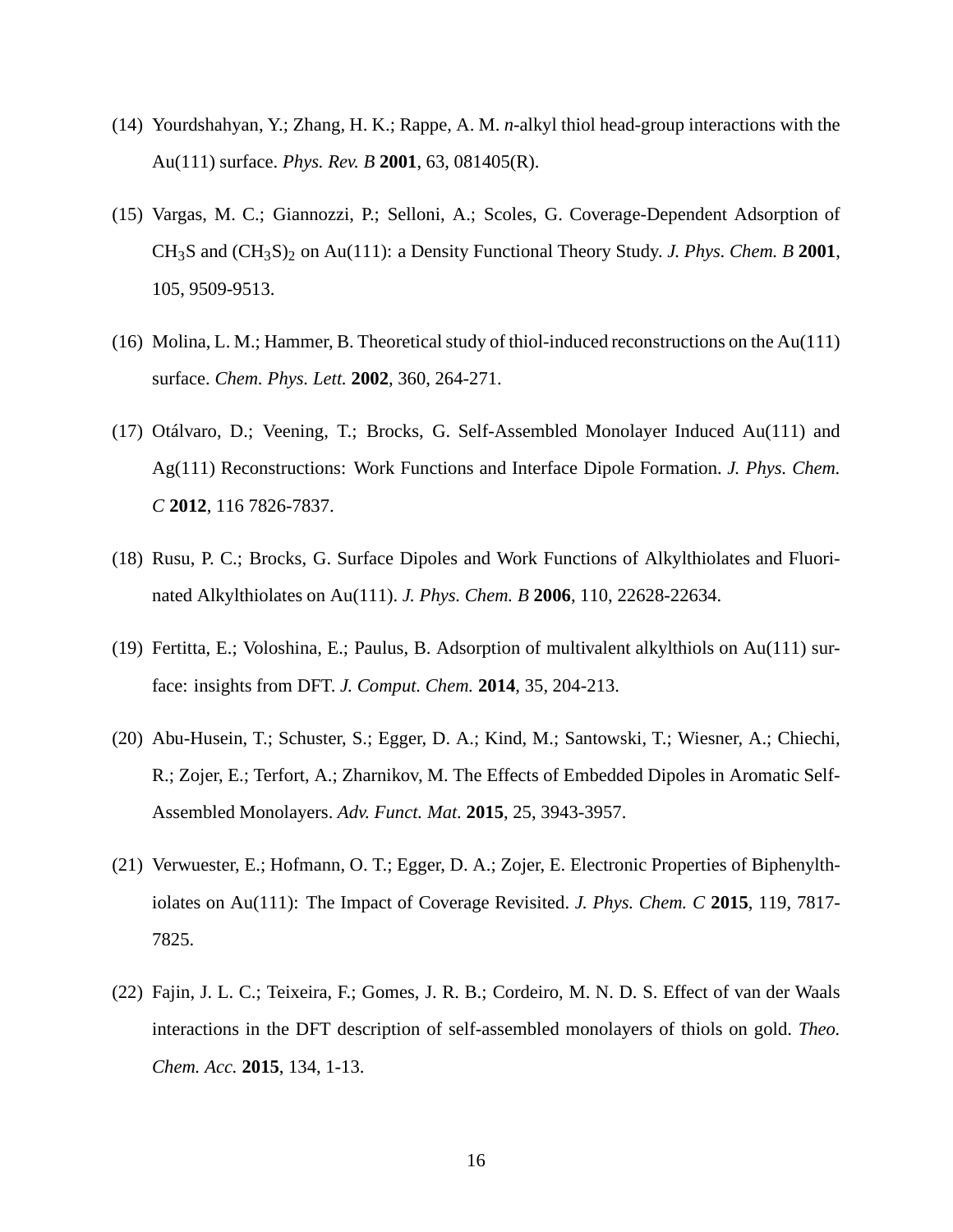(14) Yourdshahyan, Y.; Zhang, H. K.; Rappe, A. M. *n*-alkyl thiol head-group interactions with the Au(111) surface. *Phys. Rev. B* **2001**, 63, 081405(R).

(15) Vargas, M. C.; Giannozzi, P.; Selloni, A.; Scoles, G. Coverage-Dependent Adsorption of $CH_3S$ and $(CH_3S)_2$ on Au(111): a Density Functional Theory Study. *J. Phys. Chem. B* **2001**, 105, 9509-9513.

(16) Molina, L. M.; Hammer, B. Theoretical study of thiol-induced reconstructions on the Au(111) surface. *Chem. Phys. Lett.* **2002**, 360, 264-271.

(17) Otálvaro, D.; Veening, T.; Brocks, G. Self-Assembled Monolayer Induced Au(111) and Ag(111) Reconstructions: Work Functions and Interface Dipole Formation. *J. Phys. Chem. C* **2012**, 116 7826-7837.

(18) Rusu, P. C.; Brocks, G. Surface Dipoles and Work Functions of Alkylthiolates and Fluorinated Alkylthiolates on Au(111). *J. Phys. Chem. B* **2006**, 110, 22628-22634.

(19) Fertitta, E.; Voloshina, E.; Paulus, B. Adsorption of multivalent alkylthiols on Au(111) surface: insights from DFT. *J. Comput. Chem.* **2014**, 35, 204-213.

(20) Abu-Husein, T.; Schuster, S.; Egger, D. A.; Kind, M.; Santowski, T.; Wiesner, A.; Chiechi, R.; Zojer, E.; Terfort, A.; Zharnikov, M. The Effects of Embedded Dipoles in Aromatic Self-Assembled Monolayers. *Adv. Funct. Mat.* **2015**, 25, 3943-3957.

(21) Verwuester, E.; Hofmann, O. T.; Egger, D. A.; Zojer, E. Electronic Properties of Biphenylthiolates on Au(111): The Impact of Coverage Revisited. *J. Phys. Chem. C* **2015**, 119, 7817-7825.

(22) Fajin, J. L. C.; Teixeira, F.; Gomes, J. R. B.; Cordeiro, M. N. D. S. Effect of van der Waals interactions in the DFT description of self-assembled monolayers of thiols on gold. *Theo. Chem. Acc.* **2015**, 134, 1-13.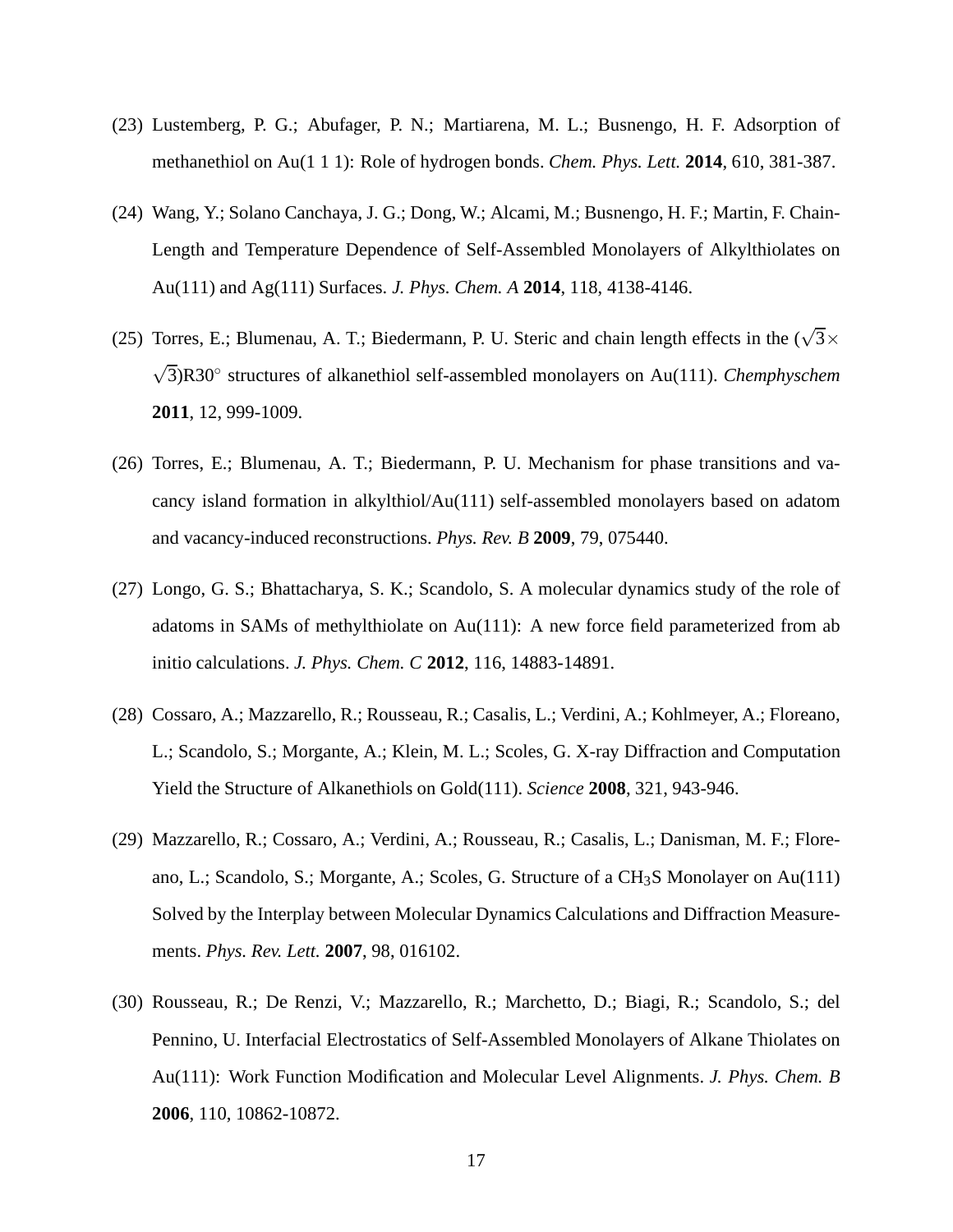(23) Lustemberg, P. G.; Abufager, P. N.; Martiarena, M. L.; Busnengo, H. F. Adsorption of methanethiol on Au(1 1 1): Role of hydrogen bonds. *Chem. Phys. Lett.* **2014**, 610, 381-387.

(24) Wang, Y.; Solano Canchaya, J. G.; Dong, W.; Alcami, M.; Busnengo, H. F.; Martin, F. Chain-Length and Temperature Dependence of Self-Assembled Monolayers of Alkylthiolates on Au(111) and Ag(111) Surfaces. *J. Phys. Chem. A* **2014**, 118, 4138-4146.

(25) Torres, E.; Blumenau, A. T.; Biedermann, P. U. Steric and chain length effects in the $(\sqrt{3}\times\sqrt{3})$R30$^\circ$ structures of alkanethiol self-assembled monolayers on Au(111). *Chemphyschem* **2011**, 12, 999-1009.

(26) Torres, E.; Blumenau, A. T.; Biedermann, P. U. Mechanism for phase transitions and vacancy island formation in alkylthiol/Au(111) self-assembled monolayers based on adatom and vacancy-induced reconstructions. *Phys. Rev. B* **2009**, 79, 075440.

(27) Longo, G. S.; Bhattacharya, S. K.; Scandolo, S. A molecular dynamics study of the role of adatoms in SAMs of methylthiolate on Au(111): A new force field parameterized from ab initio calculations. *J. Phys. Chem. C* **2012**, 116, 14883-14891.

(28) Cossaro, A.; Mazzarello, R.; Rousseau, R.; Casalis, L.; Verdini, A.; Kohlmeyer, A.; Floreano, L.; Scandolo, S.; Morgante, A.; Klein, M. L.; Scoles, G. X-ray Diffraction and Computation Yield the Structure of Alkanethiols on Gold(111). *Science* **2008**, 321, 943-946.

(29) Mazzarello, R.; Cossaro, A.; Verdini, A.; Rousseau, R.; Casalis, L.; Danisman, M. F.; Floreano, L.; Scandolo, S.; Morgante, A.; Scoles, G. Structure of a $CH_3S$ Monolayer on Au(111) Solved by the Interplay between Molecular Dynamics Calculations and Diffraction Measurements. *Phys. Rev. Lett.* **2007**, 98, 016102.

(30) Rousseau, R.; De Renzi, V.; Mazzarello, R.; Marchetto, D.; Biagi, R.; Scandolo, S.; del Pennino, U. Interfacial Electrostatics of Self-Assembled Monolayers of Alkane Thiolates on Au(111): Work Function Modification and Molecular Level Alignments. *J. Phys. Chem. B* **2006**, 110, 10862-10872.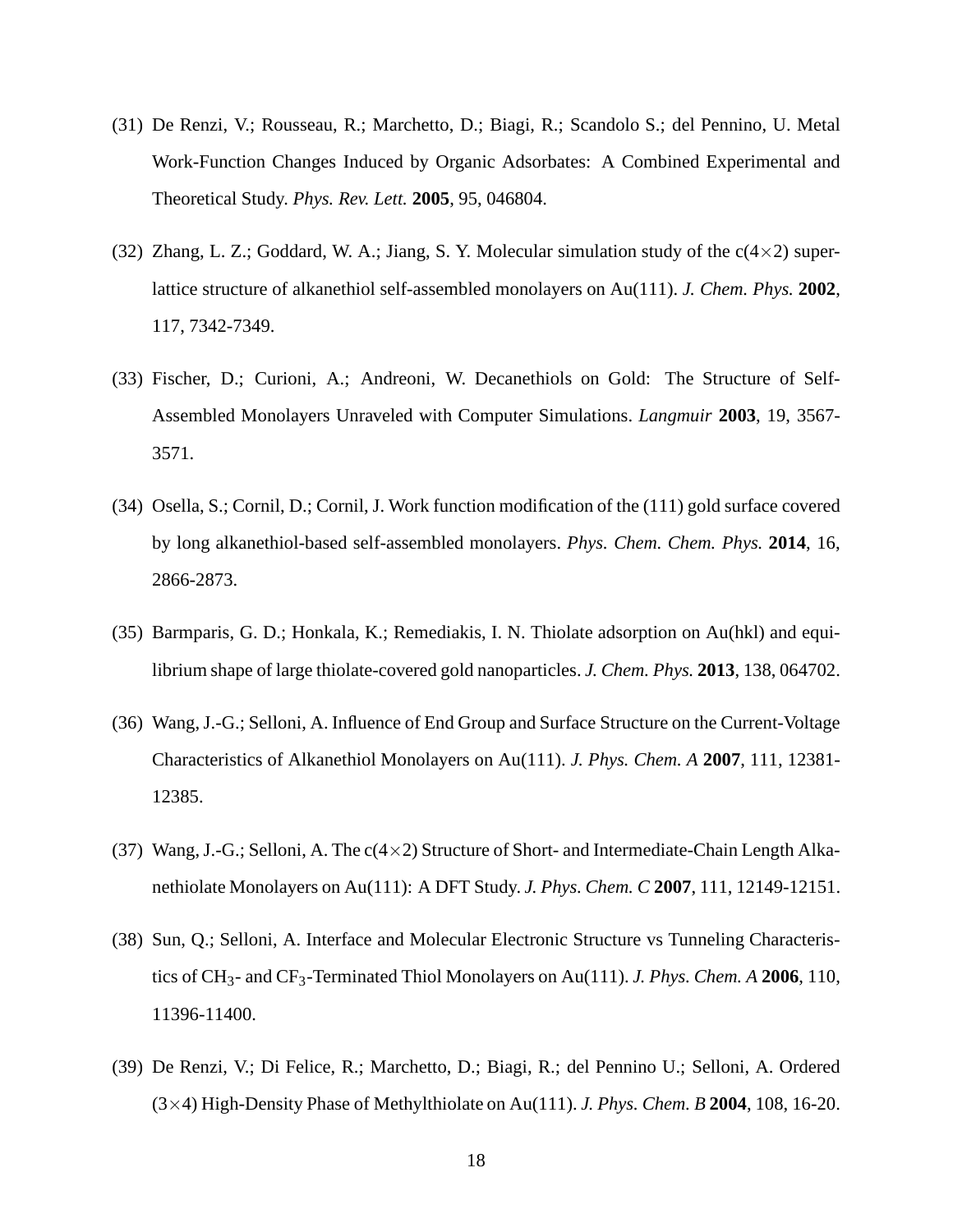(31) De Renzi, V.; Rousseau, R.; Marchetto, D.; Biagi, R.; Scandolo S.; del Pennino, U. Metal Work-Function Changes Induced by Organic Adsorbates: A Combined Experimental and Theoretical Study. *Phys. Rev. Lett.* **2005**, 95, 046804.

(32) Zhang, L. Z.; Goddard, W. A.; Jiang, S. Y. Molecular simulation study of the c($4\times2$) superlattice structure of alkanethiol self-assembled monolayers on Au(111). *J. Chem. Phys.* **2002**, 117, 7342-7349.

(33) Fischer, D.; Curioni, A.; Andreoni, W. Decanethiols on Gold: The Structure of Self-Assembled Monolayers Unraveled with Computer Simulations. *Langmuir* **2003**, 19, 3567-3571.

(34) Osella, S.; Cornil, D.; Cornil, J. Work function modification of the (111) gold surface covered by long alkanethiol-based self-assembled monolayers. *Phys. Chem. Chem. Phys.* **2014**, 16, 2866-2873.

(35) Barmparis, G. D.; Honkala, K.; Remediakis, I. N. Thiolate adsorption on Au(hkl) and equilibrium shape of large thiolate-covered gold nanoparticles. *J. Chem. Phys.* **2013**, 138, 064702.

(36) Wang, J.-G.; Selloni, A. Influence of End Group and Surface Structure on the Current-Voltage Characteristics of Alkanethiol Monolayers on Au(111). *J. Phys. Chem. A* **2007**, 111, 12381-12385.

(37) Wang, J.-G.; Selloni, A. The c($4\times2$) Structure of Short- and Intermediate-Chain Length Alkanethiolate Monolayers on Au(111): A DFT Study. *J. Phys. Chem. C* **2007**, 111, 12149-12151.

(38) Sun, Q.; Selloni, A. Interface and Molecular Electronic Structure vs Tunneling Characteristics of $CH_3$- and $CF_3$-Terminated Thiol Monolayers on Au(111). *J. Phys. Chem. A* **2006**, 110, 11396-11400.

(39) De Renzi, V.; Di Felice, R.; Marchetto, D.; Biagi, R.; del Pennino U.; Selloni, A. Ordered ($3\times4$) High-Density Phase of Methylthiolate on Au(111). *J. Phys. Chem. B* **2004**, 108, 16-20.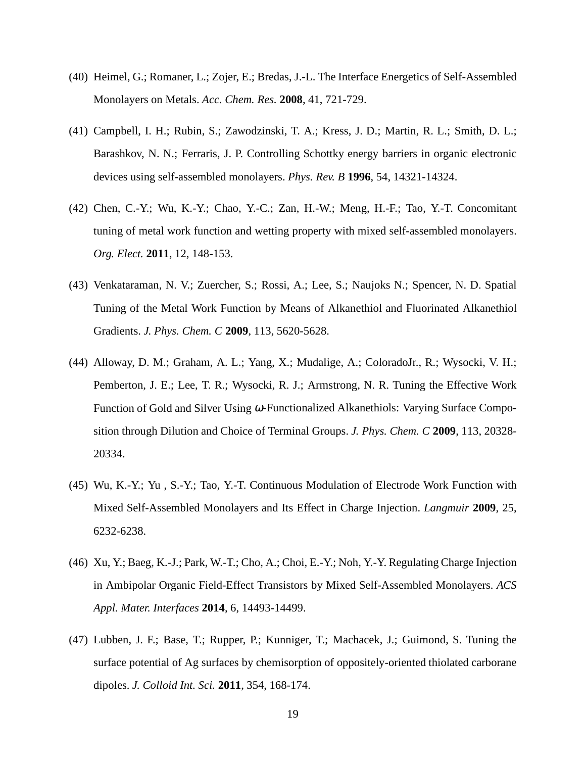(40) Heimel, G.; Romaner, L.; Zojer, E.; Bredas, J.-L. The Interface Energetics of Self-Assembled Monolayers on Metals. *Acc. Chem. Res.* **2008**, 41, 721-729.

(41) Campbell, I. H.; Rubin, S.; Zawodzinski, T. A.; Kress, J. D.; Martin, R. L.; Smith, D. L.; Barashkov, N. N.; Ferraris, J. P. Controlling Schottky energy barriers in organic electronic devices using self-assembled monolayers. *Phys. Rev. B* **1996**, 54, 14321-14324.

(42) Chen, C.-Y.; Wu, K.-Y.; Chao, Y.-C.; Zan, H.-W.; Meng, H.-F.; Tao, Y.-T. Concomitant tuning of metal work function and wetting property with mixed self-assembled monolayers. *Org. Elect.* **2011**, 12, 148-153.

(43) Venkataraman, N. V.; Zuercher, S.; Rossi, A.; Lee, S.; Naujoks N.; Spencer, N. D. Spatial Tuning of the Metal Work Function by Means of Alkanethiol and Fluorinated Alkanethiol Gradients. *J. Phys. Chem. C* **2009**, 113, 5620-5628.

(44) Alloway, D. M.; Graham, A. L.; Yang, X.; Mudalige, A.; ColoradoJr., R.; Wysocki, V. H.; Pemberton, J. E.; Lee, T. R.; Wysocki, R. J.; Armstrong, N. R. Tuning the Effective Work Function of Gold and Silver Using $\omega$-Functionalized Alkanethiols: Varying Surface Composition through Dilution and Choice of Terminal Groups. *J. Phys. Chem. C* **2009**, 113, 20328-20334.

(45) Wu, K.-Y.; Yu , S.-Y.; Tao, Y.-T. Continuous Modulation of Electrode Work Function with Mixed Self-Assembled Monolayers and Its Effect in Charge Injection. *Langmuir* **2009**, 25, 6232-6238.

(46) Xu, Y.; Baeg, K.-J.; Park, W.-T.; Cho, A.; Choi, E.-Y.; Noh, Y.-Y. Regulating Charge Injection in Ambipolar Organic Field-Effect Transistors by Mixed Self-Assembled Monolayers. *ACS Appl. Mater. Interfaces* **2014**, 6, 14493-14499.

(47) Lubben, J. F.; Base, T.; Rupper, P.; Kunniger, T.; Machacek, J.; Guimond, S. Tuning the surface potential of Ag surfaces by chemisorption of oppositely-oriented thiolated carborane dipoles. *J. Colloid Int. Sci.* **2011**, 354, 168-174.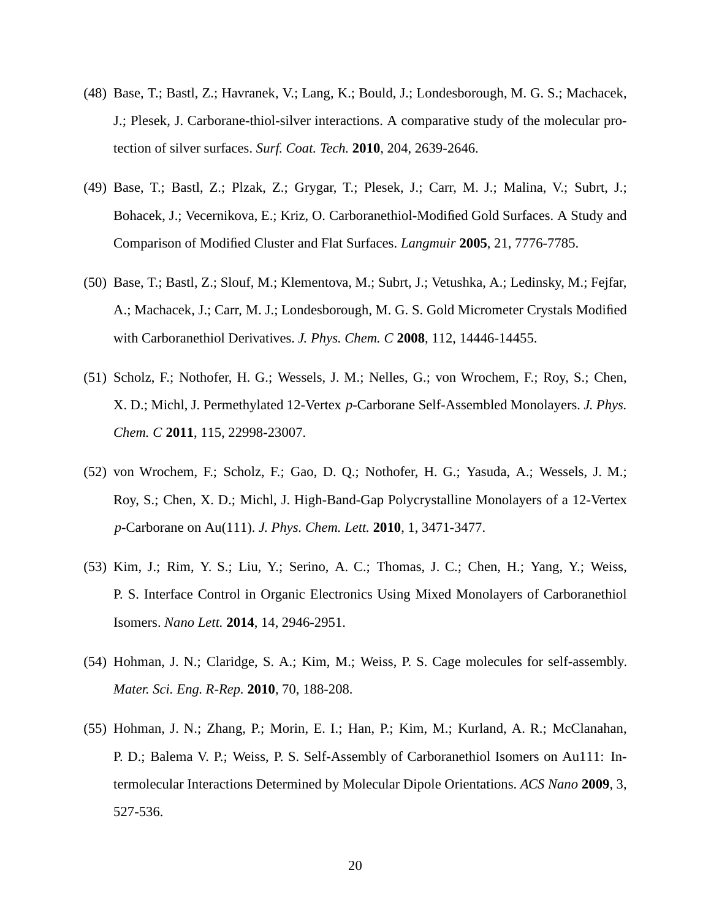(48) Base, T.; Bastl, Z.; Havranek, V.; Lang, K.; Bould, J.; Londesborough, M. G. S.; Machacek, J.; Plesek, J. Carborane-thiol-silver interactions. A comparative study of the molecular protection of silver surfaces. *Surf. Coat. Tech.* **2010**, 204, 2639-2646.

(49) Base, T.; Bastl, Z.; Plzak, Z.; Grygar, T.; Plesek, J.; Carr, M. J.; Malina, V.; Subrt, J.; Bohacek, J.; Vecernikova, E.; Kriz, O. Carboranethiol-Modified Gold Surfaces. A Study and Comparison of Modified Cluster and Flat Surfaces. *Langmuir* **2005**, 21, 7776-7785.

(50) Base, T.; Bastl, Z.; Slouf, M.; Klementova, M.; Subrt, J.; Vetushka, A.; Ledinsky, M.; Fejfar, A.; Machacek, J.; Carr, M. J.; Londesborough, M. G. S. Gold Micrometer Crystals Modified with Carboranethiol Derivatives. *J. Phys. Chem. C* **2008**, 112, 14446-14455.

(51) Scholz, F.; Nothofer, H. G.; Wessels, J. M.; Nelles, G.; von Wrochem, F.; Roy, S.; Chen, X. D.; Michl, J. Permethylated 12-Vertex *p*-Carborane Self-Assembled Monolayers. *J. Phys. Chem. C* **2011**, 115, 22998-23007.

(52) von Wrochem, F.; Scholz, F.; Gao, D. Q.; Nothofer, H. G.; Yasuda, A.; Wessels, J. M.; Roy, S.; Chen, X. D.; Michl, J. High-Band-Gap Polycrystalline Monolayers of a 12-Vertex *p*-Carborane on Au(111). *J. Phys. Chem. Lett.* **2010**, 1, 3471-3477.

(53) Kim, J.; Rim, Y. S.; Liu, Y.; Serino, A. C.; Thomas, J. C.; Chen, H.; Yang, Y.; Weiss, P. S. Interface Control in Organic Electronics Using Mixed Monolayers of Carboranethiol Isomers. *Nano Lett.* **2014**, 14, 2946-2951.

(54) Hohman, J. N.; Claridge, S. A.; Kim, M.; Weiss, P. S. Cage molecules for self-assembly. *Mater. Sci. Eng. R-Rep.* **2010**, 70, 188-208.

(55) Hohman, J. N.; Zhang, P.; Morin, E. I.; Han, P.; Kim, M.; Kurland, A. R.; McClanahan, P. D.; Balema V. P.; Weiss, P. S. Self-Assembly of Carboranethiol Isomers on Au111: Intermolecular Interactions Determined by Molecular Dipole Orientations. *ACS Nano* **2009**, 3, 527-536.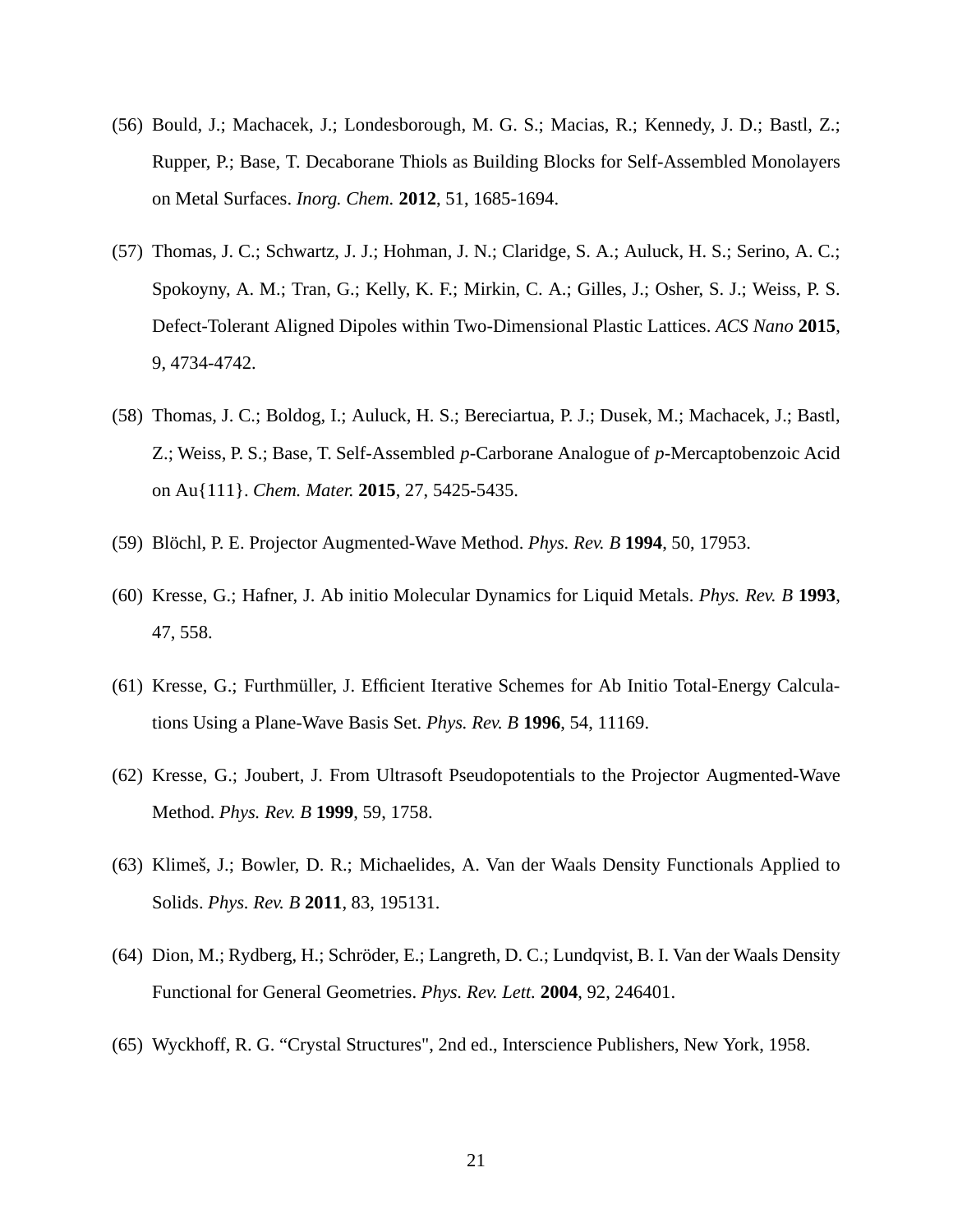(56) Bould, J.; Machacek, J.; Londesborough, M. G. S.; Macias, R.; Kennedy, J. D.; Bastl, Z.; Rupper, P.; Base, T. Decaborane Thiols as Building Blocks for Self-Assembled Monolayers on Metal Surfaces. *Inorg. Chem.* **2012**, 51, 1685-1694.

(57) Thomas, J. C.; Schwartz, J. J.; Hohman, J. N.; Claridge, S. A.; Auluck, H. S.; Serino, A. C.; Spokoyny, A. M.; Tran, G.; Kelly, K. F.; Mirkin, C. A.; Gilles, J.; Osher, S. J.; Weiss, P. S. Defect-Tolerant Aligned Dipoles within Two-Dimensional Plastic Lattices. *ACS Nano* **2015**, 9, 4734-4742.

(58) Thomas, J. C.; Boldog, I.; Auluck, H. S.; Bereciartua, P. J.; Dusek, M.; Machacek, J.; Bastl, Z.; Weiss, P. S.; Base, T. Self-Assembled *p*-Carborane Analogue of *p*-Mercaptobenzoic Acid on Au{111}. *Chem. Mater.* **2015**, 27, 5425-5435.

(59) Blöchl, P. E. Projector Augmented-Wave Method. *Phys. Rev. B* **1994**, 50, 17953.

(60) Kresse, G.; Hafner, J. Ab initio Molecular Dynamics for Liquid Metals. *Phys. Rev. B* **1993**, 47, 558.

(61) Kresse, G.; Furthmüller, J. Efficient Iterative Schemes for Ab Initio Total-Energy Calculations Using a Plane-Wave Basis Set. *Phys. Rev. B* **1996**, 54, 11169.

(62) Kresse, G.; Joubert, J. From Ultrasoft Pseudopotentials to the Projector Augmented-Wave Method. *Phys. Rev. B* **1999**, 59, 1758.

(63) Klimeš, J.; Bowler, D. R.; Michaelides, A. Van der Waals Density Functionals Applied to Solids. *Phys. Rev. B* **2011**, 83, 195131.

(64) Dion, M.; Rydberg, H.; Schröder, E.; Langreth, D. C.; Lundqvist, B. I. Van der Waals Density Functional for General Geometries. *Phys. Rev. Lett.* **2004**, 92, 246401.

(65) Wyckhoff, R. G. “Crystal Structures", 2nd ed., Interscience Publishers, New York, 1958.